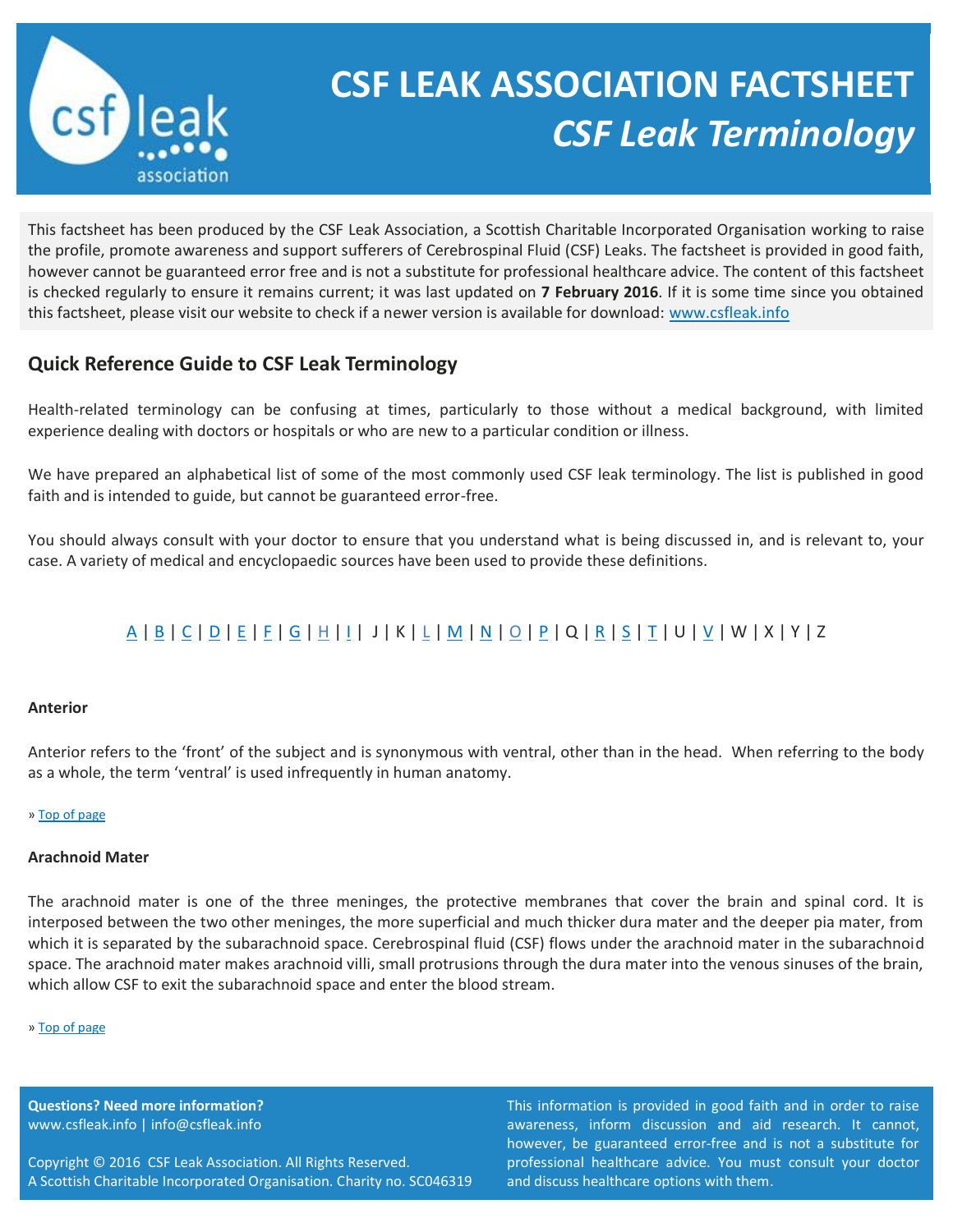# CSF LEAK ASSOCIATION FACTSHEET

## *CSF Leak Terminology*

This factsheet has been produced by the CSF Leak Association, a Scottish Charitable Incorporated Organisation working to raise the profile, promote awareness and support sufferers of Cerebrospinal Fluid (CSF) Leaks. The factsheet is provided in good faith, however cannot be guaranteed error free and is not a substitute for professional healthcare advice. The content of this factsheet is checked regularly to ensure it remains current; it was last updated on **7 February 2016**. If it is some time since you obtained this factsheet, please visit our website to check if a newer version is available for download: www.csfleak.info

## Quick Reference Guide to CSF Leak Terminology

Health-related terminology can be confusing at times, particularly to those without a medical background, with limited experience dealing with doctors or hospitals or who are new to a particular condition or illness.

We have prepared an alphabetical list of some of the most commonly used CSF leak terminology. The list is published in good faith and is intended to guide, but cannot be guaranteed error-free.

You should always consult with your doctor to ensure that you understand what is being discussed in, and is relevant to, your case. A variety of medical and encyclopaedic sources have been used to provide these definitions.

A | B | C | D | E | F | G | H | I | J | K | L | M | N | O | P | Q | R | S | T | U | V | W | X | Y | Z

**Anterior**

Anterior refers to the 'front' of the subject and is synonymous with ventral, other than in the head. When referring to the body as a whole, the term 'ventral' is used infrequently in human anatomy.

» Top of page

**Arachnoid Mater**

The arachnoid mater is one of the three meninges, the protective membranes that cover the brain and spinal cord. It is interposed between the two other meninges, the more superficial and much thicker dura mater and the deeper pia mater, from which it is separated by the subarachnoid space. Cerebrospinal fluid (CSF) flows under the arachnoid mater in the subarachnoid space. The arachnoid mater makes arachnoid villi, small protrusions through the dura mater into the venous sinuses of the brain, which allow CSF to exit the subarachnoid space and enter the blood stream.

» Top of page

**Questions? Need more information?**
www.csfleak.info | info@csfleak.info

Copyright © 2016 CSF Leak Association. All Rights Reserved.
A Scottish Charitable Incorporated Organisation. Charity no. SC046319

This information is provided in good faith and in order to raise awareness, inform discussion and aid research. It cannot, however, be guaranteed error-free and is not a substitute for professional healthcare advice. You must consult your doctor and discuss healthcare options with them.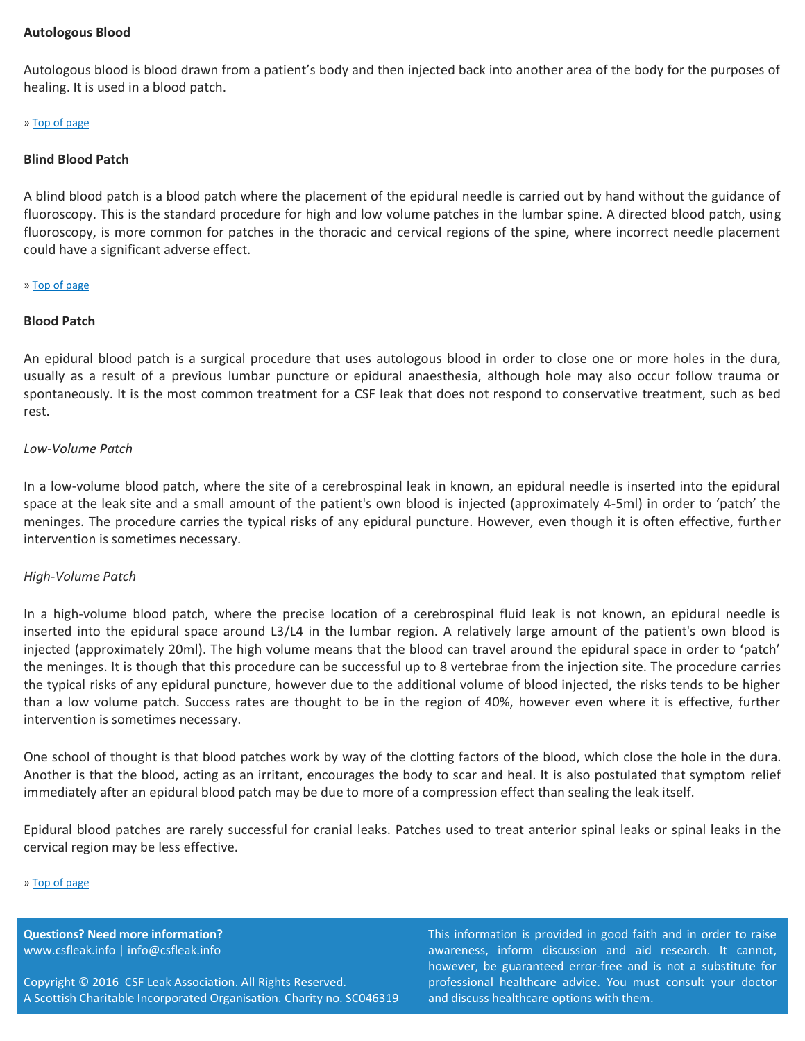### Autologous Blood

Autologous blood is blood drawn from a patient's body and then injected back into another area of the body for the purposes of healing. It is used in a blood patch.

» Top of page

### Blind Blood Patch

A blind blood patch is a blood patch where the placement of the epidural needle is carried out by hand without the guidance of fluoroscopy. This is the standard procedure for high and low volume patches in the lumbar spine. A directed blood patch, using fluoroscopy, is more common for patches in the thoracic and cervical regions of the spine, where incorrect needle placement could have a significant adverse effect.

» Top of page

### Blood Patch

An epidural blood patch is a surgical procedure that uses autologous blood in order to close one or more holes in the dura, usually as a result of a previous lumbar puncture or epidural anaesthesia, although hole may also occur follow trauma or spontaneously. It is the most common treatment for a CSF leak that does not respond to conservative treatment, such as bed rest.

*Low-Volume Patch*

In a low-volume blood patch, where the site of a cerebrospinal leak in known, an epidural needle is inserted into the epidural space at the leak site and a small amount of the patient's own blood is injected (approximately 4-5ml) in order to 'patch' the meninges. The procedure carries the typical risks of any epidural puncture. However, even though it is often effective, further intervention is sometimes necessary.

*High-Volume Patch*

In a high-volume blood patch, where the precise location of a cerebrospinal fluid leak is not known, an epidural needle is inserted into the epidural space around L3/L4 in the lumbar region. A relatively large amount of the patient's own blood is injected (approximately 20ml). The high volume means that the blood can travel around the epidural space in order to 'patch' the meninges. It is though that this procedure can be successful up to 8 vertebrae from the injection site. The procedure carries the typical risks of any epidural puncture, however due to the additional volume of blood injected, the risks tends to be higher than a low volume patch. Success rates are thought to be in the region of 40%, however even where it is effective, further intervention is sometimes necessary.

One school of thought is that blood patches work by way of the clotting factors of the blood, which close the hole in the dura. Another is that the blood, acting as an irritant, encourages the body to scar and heal. It is also postulated that symptom relief immediately after an epidural blood patch may be due to more of a compression effect than sealing the leak itself.

Epidural blood patches are rarely successful for cranial leaks. Patches used to treat anterior spinal leaks or spinal leaks in the cervical region may be less effective.

» Top of page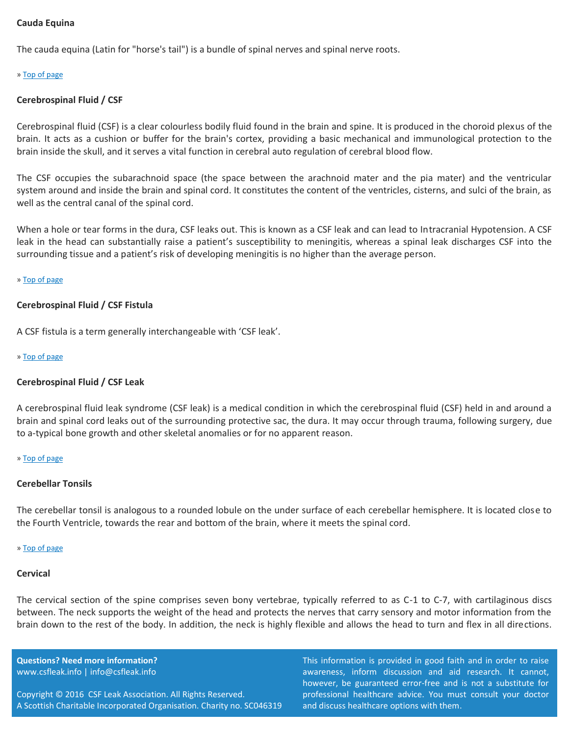**Cauda Equina**

The cauda equina (Latin for "horse's tail") is a bundle of spinal nerves and spinal nerve roots.

» Top of page

**Cerebrospinal Fluid / CSF**

Cerebrospinal fluid (CSF) is a clear colourless bodily fluid found in the brain and spine. It is produced in the choroid plexus of the brain. It acts as a cushion or buffer for the brain's cortex, providing a basic mechanical and immunological protection to the brain inside the skull, and it serves a vital function in cerebral auto regulation of cerebral blood flow.

The CSF occupies the subarachnoid space (the space between the arachnoid mater and the pia mater) and the ventricular system around and inside the brain and spinal cord. It constitutes the content of the ventricles, cisterns, and sulci of the brain, as well as the central canal of the spinal cord.

When a hole or tear forms in the dura, CSF leaks out. This is known as a CSF leak and can lead to Intracranial Hypotension. A CSF leak in the head can substantially raise a patient's susceptibility to meningitis, whereas a spinal leak discharges CSF into the surrounding tissue and a patient's risk of developing meningitis is no higher than the average person.

» Top of page

**Cerebrospinal Fluid / CSF Fistula**

A CSF fistula is a term generally interchangeable with 'CSF leak'.

» Top of page

**Cerebrospinal Fluid / CSF Leak**

A cerebrospinal fluid leak syndrome (CSF leak) is a medical condition in which the cerebrospinal fluid (CSF) held in and around a brain and spinal cord leaks out of the surrounding protective sac, the dura. It may occur through trauma, following surgery, due to a-typical bone growth and other skeletal anomalies or for no apparent reason.

» Top of page

**Cerebellar Tonsils**

The cerebellar tonsil is analogous to a rounded lobule on the under surface of each cerebellar hemisphere. It is located close to the Fourth Ventricle, towards the rear and bottom of the brain, where it meets the spinal cord.

» Top of page

**Cervical**

The cervical section of the spine comprises seven bony vertebrae, typically referred to as C-1 to C-7, with cartilaginous discs between. The neck supports the weight of the head and protects the nerves that carry sensory and motor information from the brain down to the rest of the body. In addition, the neck is highly flexible and allows the head to turn and flex in all directions.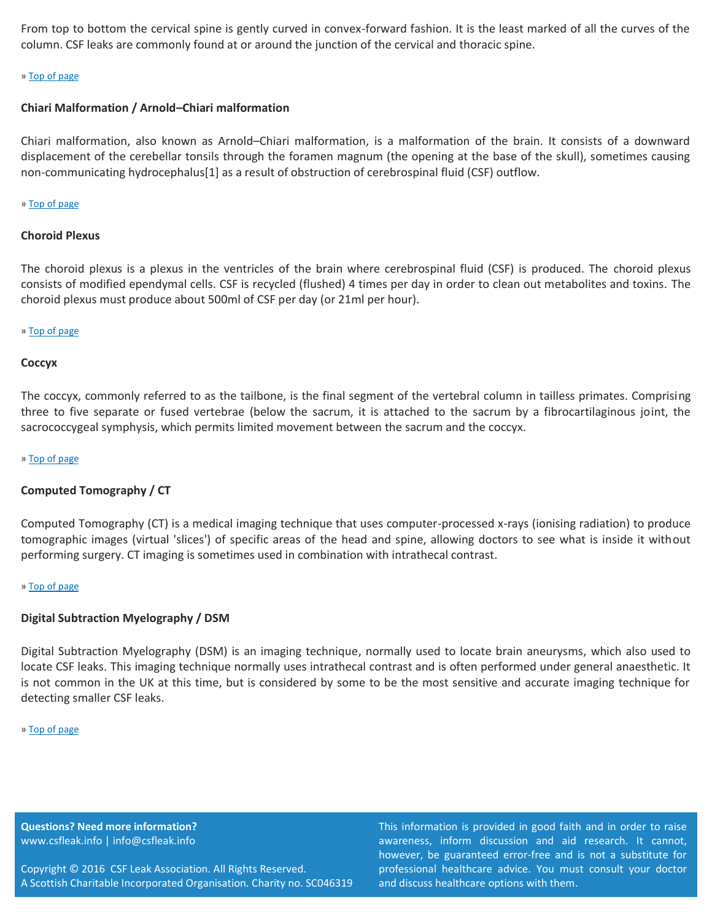From top to bottom the cervical spine is gently curved in convex-forward fashion. It is the least marked of all the curves of the column. CSF leaks are commonly found at or around the junction of the cervical and thoracic spine.

» Top of page

**Chiari Malformation / Arnold–Chiari malformation**

Chiari malformation, also known as Arnold–Chiari malformation, is a malformation of the brain. It consists of a downward displacement of the cerebellar tonsils through the foramen magnum (the opening at the base of the skull), sometimes causing non-communicating hydrocephalus[1] as a result of obstruction of cerebrospinal fluid (CSF) outflow.

» Top of page

**Choroid Plexus**

The choroid plexus is a plexus in the ventricles of the brain where cerebrospinal fluid (CSF) is produced. The choroid plexus consists of modified ependymal cells. CSF is recycled (flushed) 4 times per day in order to clean out metabolites and toxins. The choroid plexus must produce about 500ml of CSF per day (or 21ml per hour).

» Top of page

**Coccyx**

The coccyx, commonly referred to as the tailbone, is the final segment of the vertebral column in tailless primates. Comprising three to five separate or fused vertebrae (below the sacrum, it is attached to the sacrum by a fibrocartilaginous joint, the sacrococcygeal symphysis, which permits limited movement between the sacrum and the coccyx.

» Top of page

**Computed Tomography / CT**

Computed Tomography (CT) is a medical imaging technique that uses computer-processed x-rays (ionising radiation) to produce tomographic images (virtual 'slices') of specific areas of the head and spine, allowing doctors to see what is inside it without performing surgery. CT imaging is sometimes used in combination with intrathecal contrast.

» Top of page

**Digital Subtraction Myelography / DSM**

Digital Subtraction Myelography (DSM) is an imaging technique, normally used to locate brain aneurysms, which also used to locate CSF leaks. This imaging technique normally uses intrathecal contrast and is often performed under general anaesthetic. It is not common in the UK at this time, but is considered by some to be the most sensitive and accurate imaging technique for detecting smaller CSF leaks.

» Top of page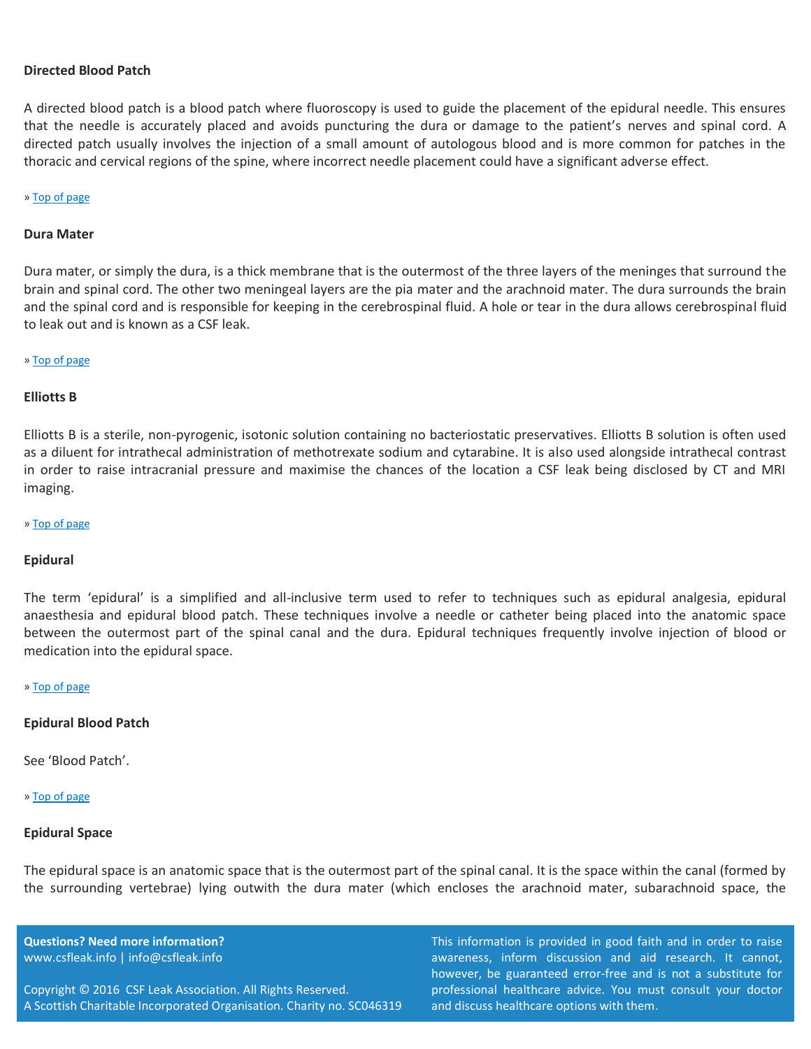### Directed Blood Patch

A directed blood patch is a blood patch where fluoroscopy is used to guide the placement of the epidural needle. This ensures that the needle is accurately placed and avoids puncturing the dura or damage to the patient's nerves and spinal cord. A directed patch usually involves the injection of a small amount of autologous blood and is more common for patches in the thoracic and cervical regions of the spine, where incorrect needle placement could have a significant adverse effect.

» Top of page

### Dura Mater

Dura mater, or simply the dura, is a thick membrane that is the outermost of the three layers of the meninges that surround the brain and spinal cord. The other two meningeal layers are the pia mater and the arachnoid mater. The dura surrounds the brain and the spinal cord and is responsible for keeping in the cerebrospinal fluid. A hole or tear in the dura allows cerebrospinal fluid to leak out and is known as a CSF leak.

» Top of page

### Elliotts B

Elliotts B is a sterile, non-pyrogenic, isotonic solution containing no bacteriostatic preservatives. Elliotts B solution is often used as a diluent for intrathecal administration of methotrexate sodium and cytarabine. It is also used alongside intrathecal contrast in order to raise intracranial pressure and maximise the chances of the location a CSF leak being disclosed by CT and MRI imaging.

» Top of page

### Epidural

The term 'epidural' is a simplified and all-inclusive term used to refer to techniques such as epidural analgesia, epidural anaesthesia and epidural blood patch. These techniques involve a needle or catheter being placed into the anatomic space between the outermost part of the spinal canal and the dura. Epidural techniques frequently involve injection of blood or medication into the epidural space.

» Top of page

### Epidural Blood Patch

See 'Blood Patch'.

» Top of page

### Epidural Space

The epidural space is an anatomic space that is the outermost part of the spinal canal. It is the space within the canal (formed by the surrounding vertebrae) lying outwith the dura mater (which encloses the arachnoid mater, subarachnoid space, the

**Questions? Need more information?**
www.csfleak.info | info@csfleak.info

Copyright © 2016 CSF Leak Association. All Rights Reserved.
A Scottish Charitable Incorporated Organisation. Charity no. SC046319

This information is provided in good faith and in order to raise awareness, inform discussion and aid research. It cannot, however, be guaranteed error-free and is not a substitute for professional healthcare advice. You must consult your doctor and discuss healthcare options with them.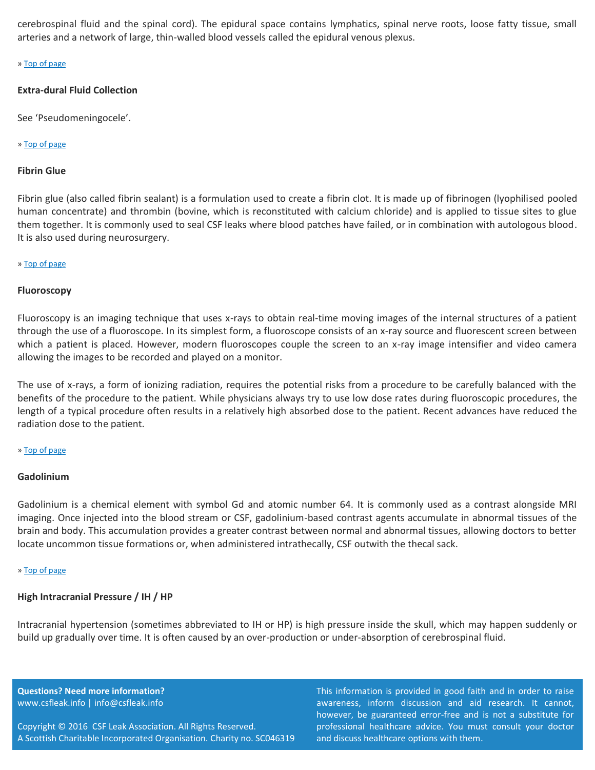cerebrospinal fluid and the spinal cord). The epidural space contains lymphatics, spinal nerve roots, loose fatty tissue, small arteries and a network of large, thin-walled blood vessels called the epidural venous plexus.

» Top of page

**Extra-dural Fluid Collection**

See 'Pseudomeningocele'.

» Top of page

**Fibrin Glue**

Fibrin glue (also called fibrin sealant) is a formulation used to create a fibrin clot. It is made up of fibrinogen (lyophilised pooled human concentrate) and thrombin (bovine, which is reconstituted with calcium chloride) and is applied to tissue sites to glue them together. It is commonly used to seal CSF leaks where blood patches have failed, or in combination with autologous blood. It is also used during neurosurgery.

» Top of page

**Fluoroscopy**

Fluoroscopy is an imaging technique that uses x-rays to obtain real-time moving images of the internal structures of a patient through the use of a fluoroscope. In its simplest form, a fluoroscope consists of an x-ray source and fluorescent screen between which a patient is placed. However, modern fluoroscopes couple the screen to an x-ray image intensifier and video camera allowing the images to be recorded and played on a monitor.

The use of x-rays, a form of ionizing radiation, requires the potential risks from a procedure to be carefully balanced with the benefits of the procedure to the patient. While physicians always try to use low dose rates during fluoroscopic procedures, the length of a typical procedure often results in a relatively high absorbed dose to the patient. Recent advances have reduced the radiation dose to the patient.

» Top of page

**Gadolinium**

Gadolinium is a chemical element with symbol Gd and atomic number 64. It is commonly used as a contrast alongside MRI imaging. Once injected into the blood stream or CSF, gadolinium-based contrast agents accumulate in abnormal tissues of the brain and body. This accumulation provides a greater contrast between normal and abnormal tissues, allowing doctors to better locate uncommon tissue formations or, when administered intrathecally, CSF outwith the thecal sack.

» Top of page

**High Intracranial Pressure / IH / HP**

Intracranial hypertension (sometimes abbreviated to IH or HP) is high pressure inside the skull, which may happen suddenly or build up gradually over time. It is often caused by an over-production or under-absorption of cerebrospinal fluid.

**Questions? Need more information?**
www.csfleak.info | info@csfleak.info

Copyright © 2016 CSF Leak Association. All Rights Reserved.
A Scottish Charitable Incorporated Organisation. Charity no. SC046319

This information is provided in good faith and in order to raise awareness, inform discussion and aid research. It cannot, however, be guaranteed error-free and is not a substitute for professional healthcare advice. You must consult your doctor and discuss healthcare options with them.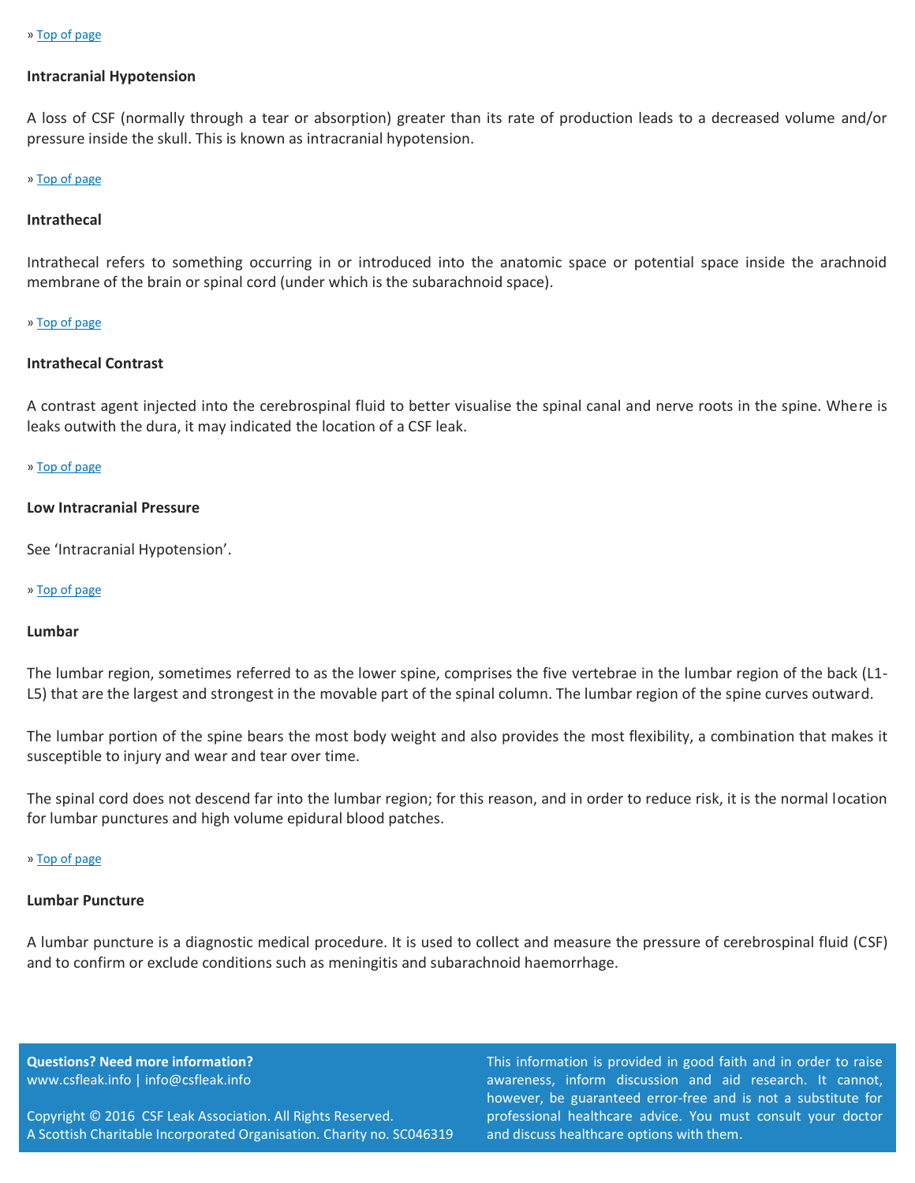» Top of page

### Intracranial Hypotension

A loss of CSF (normally through a tear or absorption) greater than its rate of production leads to a decreased volume and/or pressure inside the skull. This is known as intracranial hypotension.

» Top of page

### Intrathecal

Intrathecal refers to something occurring in or introduced into the anatomic space or potential space inside the arachnoid membrane of the brain or spinal cord (under which is the subarachnoid space).

» Top of page

### Intrathecal Contrast

A contrast agent injected into the cerebrospinal fluid to better visualise the spinal canal and nerve roots in the spine. Where is leaks outwith the dura, it may indicated the location of a CSF leak.

» Top of page

### Low Intracranial Pressure

See 'Intracranial Hypotension'.

» Top of page

### Lumbar

The lumbar region, sometimes referred to as the lower spine, comprises the five vertebrae in the lumbar region of the back (L1-L5) that are the largest and strongest in the movable part of the spinal column. The lumbar region of the spine curves outward.

The lumbar portion of the spine bears the most body weight and also provides the most flexibility, a combination that makes it susceptible to injury and wear and tear over time.

The spinal cord does not descend far into the lumbar region; for this reason, and in order to reduce risk, it is the normal location for lumbar punctures and high volume epidural blood patches.

» Top of page

### Lumbar Puncture

A lumbar puncture is a diagnostic medical procedure. It is used to collect and measure the pressure of cerebrospinal fluid (CSF) and to confirm or exclude conditions such as meningitis and subarachnoid haemorrhage.

**Questions? Need more information?**
www.csfleak.info | info@csfleak.info

Copyright © 2016 CSF Leak Association. All Rights Reserved.
A Scottish Charitable Incorporated Organisation. Charity no. SC046319

This information is provided in good faith and in order to raise awareness, inform discussion and aid research. It cannot, however, be guaranteed error-free and is not a substitute for professional healthcare advice. You must consult your doctor and discuss healthcare options with them.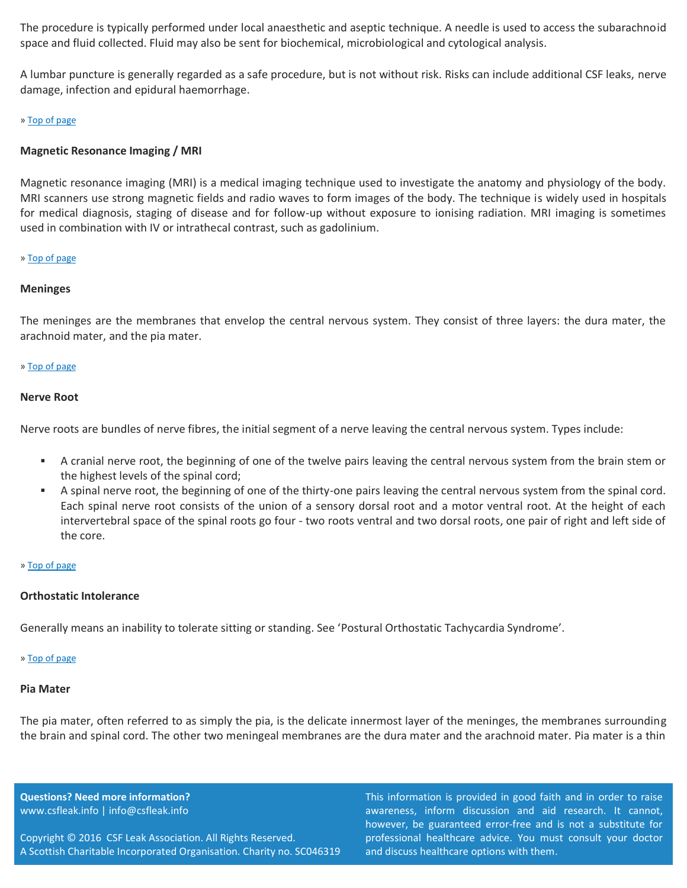The procedure is typically performed under local anaesthetic and aseptic technique. A needle is used to access the subarachnoid space and fluid collected. Fluid may also be sent for biochemical, microbiological and cytological analysis.

A lumbar puncture is generally regarded as a safe procedure, but is not without risk. Risks can include additional CSF leaks, nerve damage, infection and epidural haemorrhage.

» Top of page

**Magnetic Resonance Imaging / MRI**

Magnetic resonance imaging (MRI) is a medical imaging technique used to investigate the anatomy and physiology of the body. MRI scanners use strong magnetic fields and radio waves to form images of the body. The technique is widely used in hospitals for medical diagnosis, staging of disease and for follow-up without exposure to ionising radiation. MRI imaging is sometimes used in combination with IV or intrathecal contrast, such as gadolinium.

» Top of page

**Meninges**

The meninges are the membranes that envelop the central nervous system. They consist of three layers: the dura mater, the arachnoid mater, and the pia mater.

» Top of page

**Nerve Root**

Nerve roots are bundles of nerve fibres, the initial segment of a nerve leaving the central nervous system. Types include:

- A cranial nerve root, the beginning of one of the twelve pairs leaving the central nervous system from the brain stem or the highest levels of the spinal cord;
- A spinal nerve root, the beginning of one of the thirty-one pairs leaving the central nervous system from the spinal cord. Each spinal nerve root consists of the union of a sensory dorsal root and a motor ventral root. At the height of each intervertebral space of the spinal roots go four - two roots ventral and two dorsal roots, one pair of right and left side of the core.

» Top of page

**Orthostatic Intolerance**

Generally means an inability to tolerate sitting or standing. See 'Postural Orthostatic Tachycardia Syndrome'.

» Top of page

**Pia Mater**

The pia mater, often referred to as simply the pia, is the delicate innermost layer of the meninges, the membranes surrounding the brain and spinal cord. The other two meningeal membranes are the dura mater and the arachnoid mater. Pia mater is a thin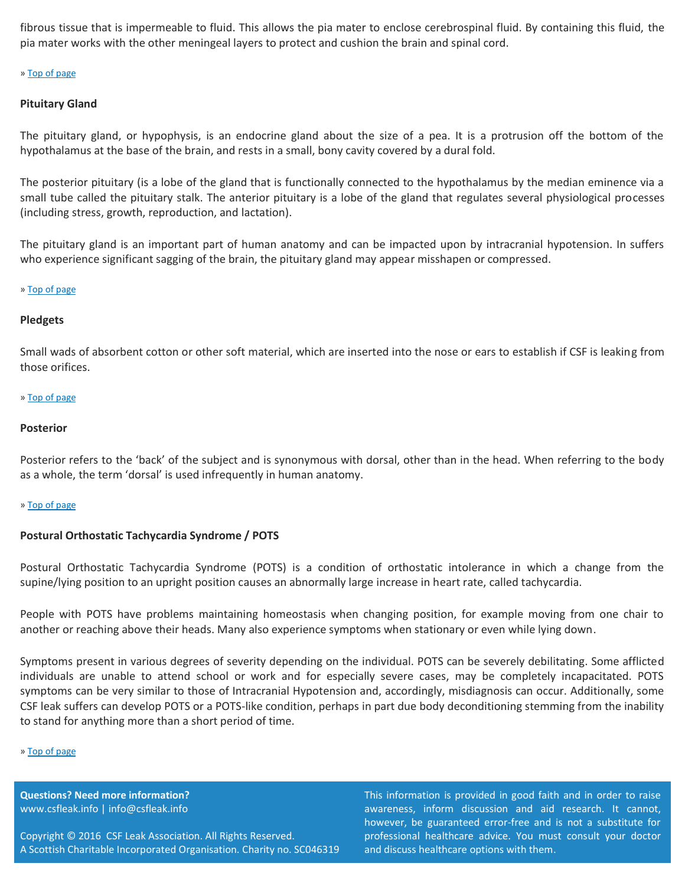fibrous tissue that is impermeable to fluid. This allows the pia mater to enclose cerebrospinal fluid. By containing this fluid, the pia mater works with the other meningeal layers to protect and cushion the brain and spinal cord.

» Top of page

**Pituitary Gland**

The pituitary gland, or hypophysis, is an endocrine gland about the size of a pea. It is a protrusion off the bottom of the hypothalamus at the base of the brain, and rests in a small, bony cavity covered by a dural fold.

The posterior pituitary (is a lobe of the gland that is functionally connected to the hypothalamus by the median eminence via a small tube called the pituitary stalk. The anterior pituitary is a lobe of the gland that regulates several physiological processes (including stress, growth, reproduction, and lactation).

The pituitary gland is an important part of human anatomy and can be impacted upon by intracranial hypotension. In suffers who experience significant sagging of the brain, the pituitary gland may appear misshapen or compressed.

» Top of page

**Pledgets**

Small wads of absorbent cotton or other soft material, which are inserted into the nose or ears to establish if CSF is leaking from those orifices.

» Top of page

**Posterior**

Posterior refers to the 'back' of the subject and is synonymous with dorsal, other than in the head. When referring to the body as a whole, the term 'dorsal' is used infrequently in human anatomy.

» Top of page

**Postural Orthostatic Tachycardia Syndrome / POTS**

Postural Orthostatic Tachycardia Syndrome (POTS) is a condition of orthostatic intolerance in which a change from the supine/lying position to an upright position causes an abnormally large increase in heart rate, called tachycardia.

People with POTS have problems maintaining homeostasis when changing position, for example moving from one chair to another or reaching above their heads. Many also experience symptoms when stationary or even while lying down.

Symptoms present in various degrees of severity depending on the individual. POTS can be severely debilitating. Some afflicted individuals are unable to attend school or work and for especially severe cases, may be completely incapacitated. POTS symptoms can be very similar to those of Intracranial Hypotension and, accordingly, misdiagnosis can occur. Additionally, some CSF leak suffers can develop POTS or a POTS-like condition, perhaps in part due body deconditioning stemming from the inability to stand for anything more than a short period of time.

» Top of page

**Questions? Need more information?**
www.csfleak.info | info@csfleak.info

Copyright © 2016 CSF Leak Association. All Rights Reserved.
A Scottish Charitable Incorporated Organisation. Charity no. SC046319

This information is provided in good faith and in order to raise awareness, inform discussion and aid research. It cannot, however, be guaranteed error-free and is not a substitute for professional healthcare advice. You must consult your doctor and discuss healthcare options with them.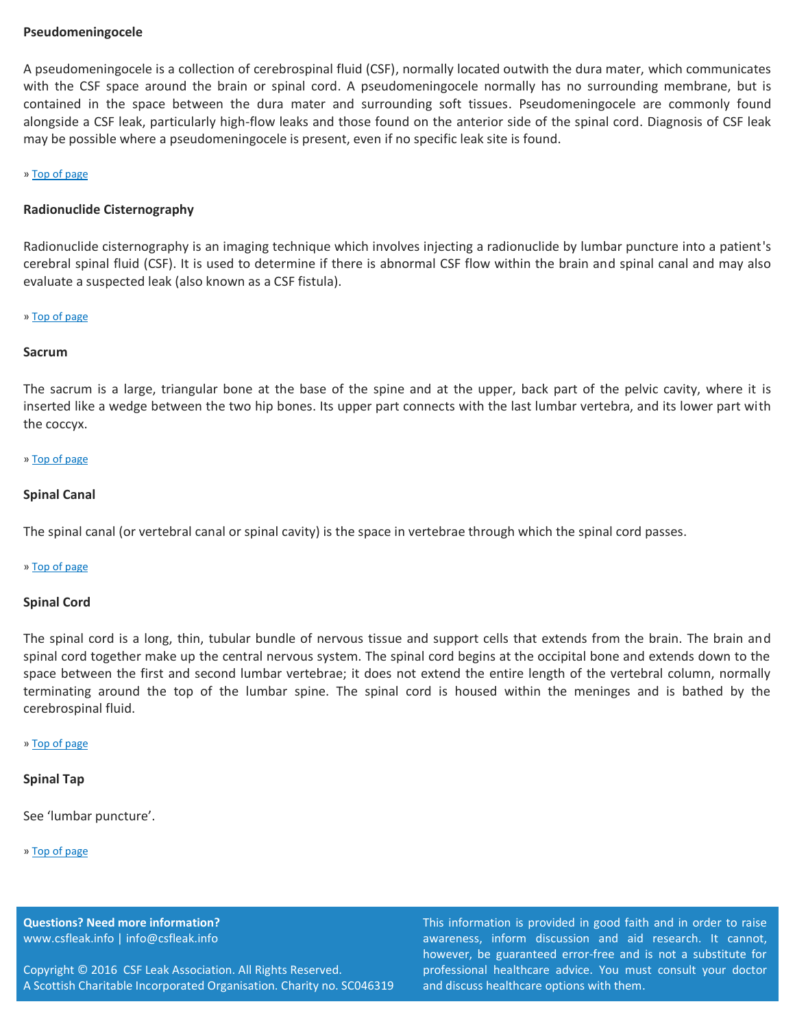**Pseudomeningocele**

A pseudomeningocele is a collection of cerebrospinal fluid (CSF), normally located outwith the dura mater, which communicates with the CSF space around the brain or spinal cord. A pseudomeningocele normally has no surrounding membrane, but is contained in the space between the dura mater and surrounding soft tissues. Pseudomeningocele are commonly found alongside a CSF leak, particularly high-flow leaks and those found on the anterior side of the spinal cord. Diagnosis of CSF leak may be possible where a pseudomeningocele is present, even if no specific leak site is found.

» Top of page

**Radionuclide Cisternography**

Radionuclide cisternography is an imaging technique which involves injecting a radionuclide by lumbar puncture into a patient's cerebral spinal fluid (CSF). It is used to determine if there is abnormal CSF flow within the brain and spinal canal and may also evaluate a suspected leak (also known as a CSF fistula).

» Top of page

**Sacrum**

The sacrum is a large, triangular bone at the base of the spine and at the upper, back part of the pelvic cavity, where it is inserted like a wedge between the two hip bones. Its upper part connects with the last lumbar vertebra, and its lower part with the coccyx.

» Top of page

**Spinal Canal**

The spinal canal (or vertebral canal or spinal cavity) is the space in vertebrae through which the spinal cord passes.

» Top of page

**Spinal Cord**

The spinal cord is a long, thin, tubular bundle of nervous tissue and support cells that extends from the brain. The brain and spinal cord together make up the central nervous system. The spinal cord begins at the occipital bone and extends down to the space between the first and second lumbar vertebrae; it does not extend the entire length of the vertebral column, normally terminating around the top of the lumbar spine. The spinal cord is housed within the meninges and is bathed by the cerebrospinal fluid.

» Top of page

**Spinal Tap**

See 'lumbar puncture'.

» Top of page

**Questions? Need more information?**
www.csfleak.info | info@csfleak.info

Copyright © 2016 CSF Leak Association. All Rights Reserved.
A Scottish Charitable Incorporated Organisation. Charity no. SC046319

This information is provided in good faith and in order to raise awareness, inform discussion and aid research. It cannot, however, be guaranteed error-free and is not a substitute for professional healthcare advice. You must consult your doctor and discuss healthcare options with them.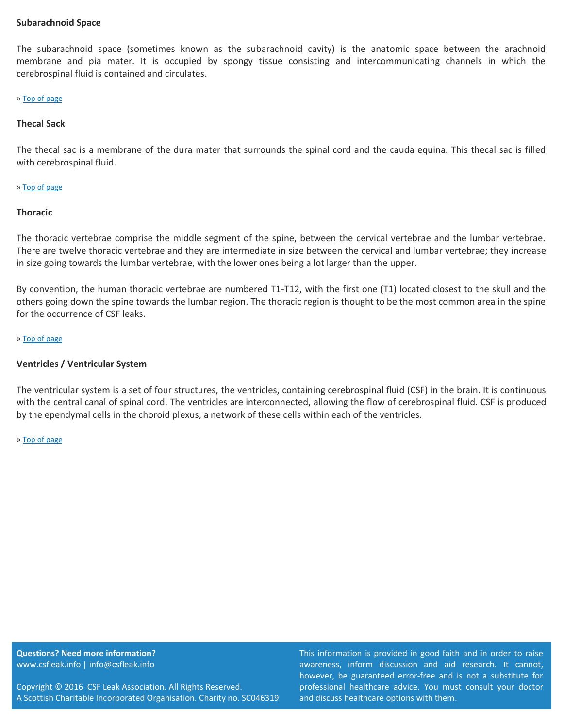**Subarachnoid Space**

The subarachnoid space (sometimes known as the subarachnoid cavity) is the anatomic space between the arachnoid membrane and pia mater. It is occupied by spongy tissue consisting and intercommunicating channels in which the cerebrospinal fluid is contained and circulates.

» Top of page

**Thecal Sack**

The thecal sac is a membrane of the dura mater that surrounds the spinal cord and the cauda equina. This thecal sac is filled with cerebrospinal fluid.

» Top of page

**Thoracic**

The thoracic vertebrae comprise the middle segment of the spine, between the cervical vertebrae and the lumbar vertebrae. There are twelve thoracic vertebrae and they are intermediate in size between the cervical and lumbar vertebrae; they increase in size going towards the lumbar vertebrae, with the lower ones being a lot larger than the upper.

By convention, the human thoracic vertebrae are numbered T1-T12, with the first one (T1) located closest to the skull and the others going down the spine towards the lumbar region. The thoracic region is thought to be the most common area in the spine for the occurrence of CSF leaks.

» Top of page

**Ventricles / Ventricular System**

The ventricular system is a set of four structures, the ventricles, containing cerebrospinal fluid (CSF) in the brain. It is continuous with the central canal of spinal cord. The ventricles are interconnected, allowing the flow of cerebrospinal fluid. CSF is produced by the ependymal cells in the choroid plexus, a network of these cells within each of the ventricles.

» Top of page

**Questions? Need more information?**
www.csfleak.info | info@csfleak.info

Copyright © 2016 CSF Leak Association. All Rights Reserved.
A Scottish Charitable Incorporated Organisation. Charity no. SC046319

This information is provided in good faith and in order to raise awareness, inform discussion and aid research. It cannot, however, be guaranteed error-free and is not a substitute for professional healthcare advice. You must consult your doctor and discuss healthcare options with them.